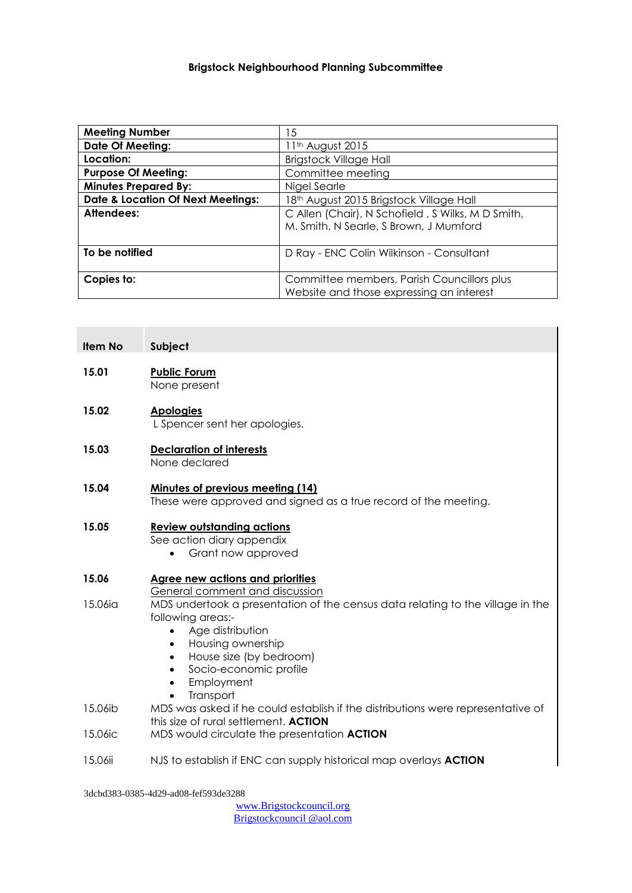# Brigstock Neighbourhood Planning Subcommittee

| | |
|---|---|
| **Meeting Number** | 15 |
| **Date Of Meeting:** | 11th August 2015 |
| **Location:** | Brigstock Village Hall |
| **Purpose Of Meeting:** | Committee meeting |
| **Minutes Prepared By:** | Nigel Searle |
| **Date & Location Of Next Meetings:** | 18th August 2015 Brigstock Village Hall |
| **Attendees:** | C Allen (Chair), N Schofield , S Wilks, M D Smith, M. Smith, N Searle, S Brown, J Mumford |
| **To be notified** | D Ray - ENC Colin Wilkinson - Consultant |
| **Copies to:** | Committee members, Parish Councillors plus Website and those expressing an interest |

| Item No | Subject |
|---|---|
| **15.01** | **Public Forum**<br>None present |
| **15.02** | **Apologies**<br>L Spencer sent her apologies. |
| **15.03** | **Declaration of interests**<br>None declared |
| **15.04** | **Minutes of previous meeting (14)**<br>These were approved and signed as a true record of the meeting. |
| **15.05** | **Review outstanding actions**<br>See action diary appendix<br>• Grant now approved |
| **15.06** | **Agree new actions and priorities**<br>General comment and discussion |
| 15.06ia | MDS undertook a presentation of the census data relating to the village in the following areas:-<br>• Age distribution<br>• Housing ownership<br>• House size (by bedroom)<br>• Socio-economic profile<br>• Employment<br>• Transport |
| 15.06ib | MDS was asked if he could establish if the distributions were representative of this size of rural settlement. **ACTION** |
| 15.06ic | MDS would circulate the presentation **ACTION** |
| 15.06ii | NJS to establish if ENC can supply historical map overlays **ACTION** |

3dcbd383-0385-4d29-ad08-fef593de3288

www.Brigstockcouncil.org
Brigstockcouncil @aol.com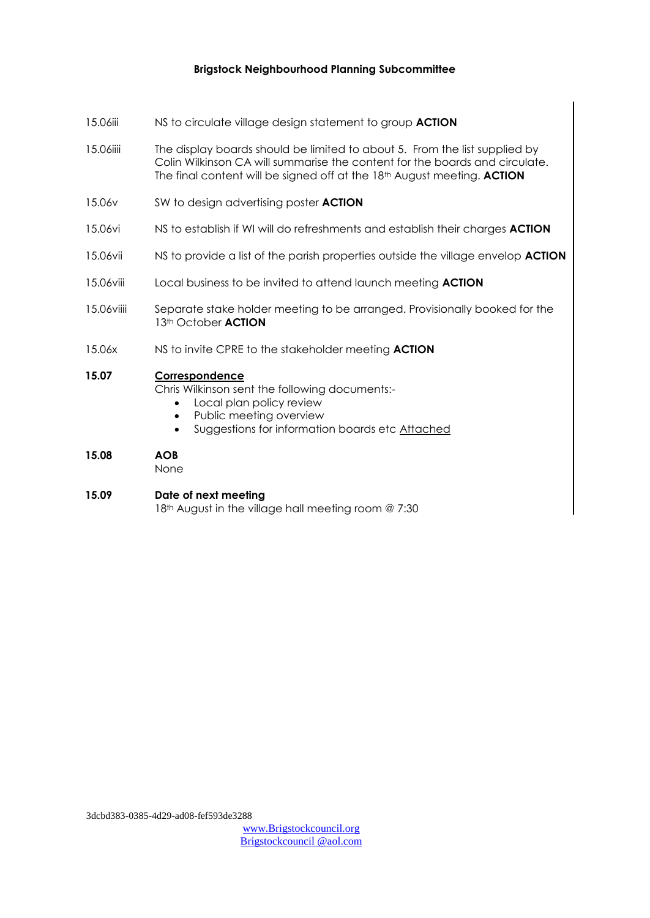**Brigstock Neighbourhood Planning Subcommittee**

15.06iii NS to circulate village design statement to group **ACTION**

15.06iiii The display boards should be limited to about 5. From the list supplied by Colin Wilkinson CA will summarise the content for the boards and circulate. The final content will be signed off at the 18th August meeting. **ACTION**

15.06v SW to design advertising poster **ACTION**

15.06vi NS to establish if WI will do refreshments and establish their charges **ACTION**

15.06vii NS to provide a list of the parish properties outside the village envelop **ACTION**

15.06viii Local business to be invited to attend launch meeting **ACTION**

15.06viiii Separate stake holder meeting to be arranged. Provisionally booked for the 13th October **ACTION**

15.06x NS to invite CPRE to the stakeholder meeting **ACTION**

**15.07** **Correspondence**

Chris Wilkinson sent the following documents:-

- Local plan policy review
- Public meeting overview
- Suggestions for information boards etc Attached

**15.08** **AOB**

None

**15.09** **Date of next meeting**

18th August in the village hall meeting room @ 7:30

3dcbd383-0385-4d29-ad08-fef593de3288

www.Brigstockcouncil.org

Brigstockcouncil @aol.com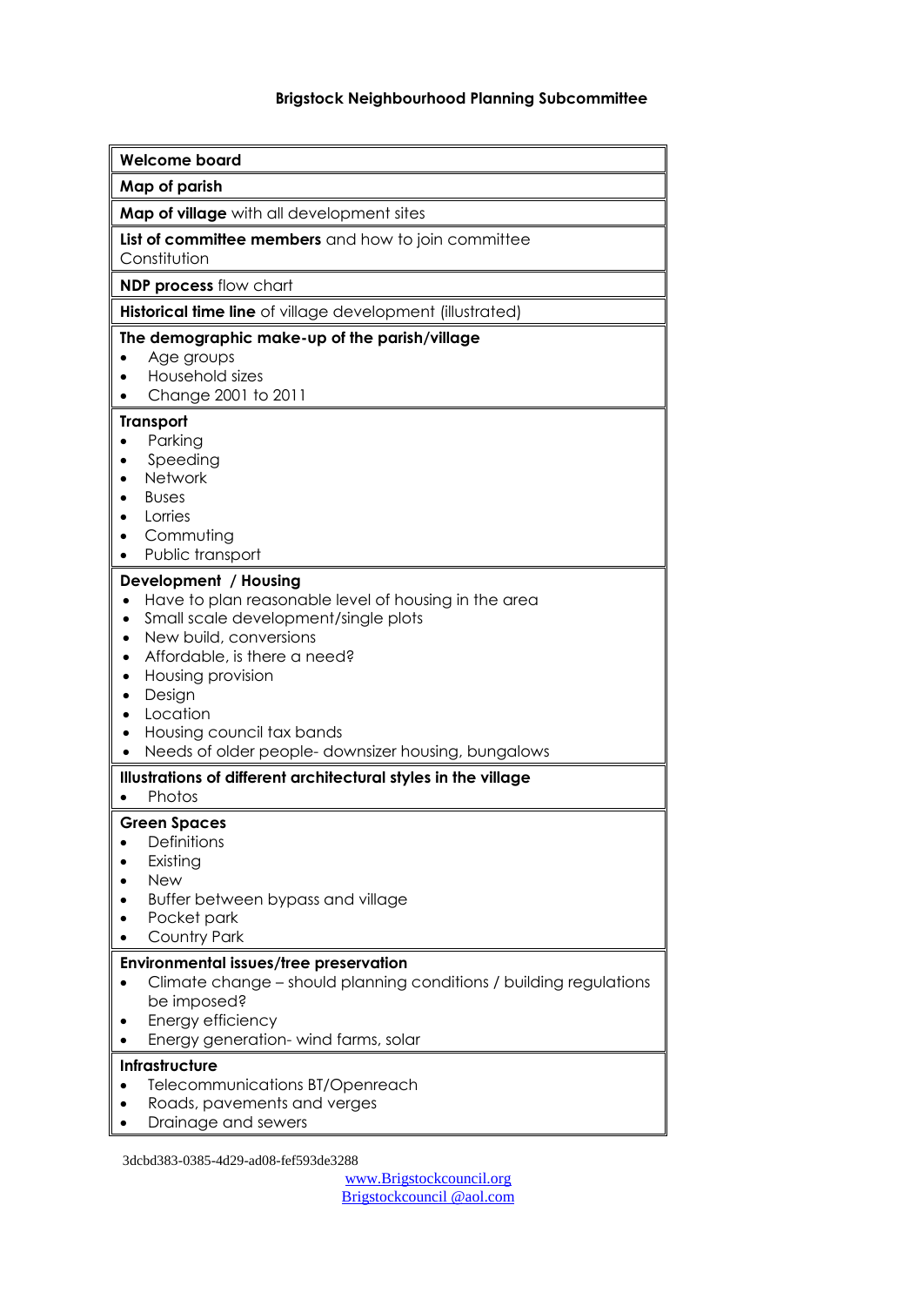**Brigstock Neighbourhood Planning Subcommittee**

**Welcome board**

**Map of parish**

**Map of village** with all development sites

**List of committee members** and how to join committee
Constitution

**NDP process** flow chart

**Historical time line** of village development (illustrated)

**The demographic make-up of the parish/village**

- Age groups
- Household sizes
- Change 2001 to 2011

**Transport**

- Parking
- Speeding
- Network
- Buses
- Lorries
- Commuting
- Public transport

**Development / Housing**

- Have to plan reasonable level of housing in the area
- Small scale development/single plots
- New build, conversions
- Affordable, is there a need?
- Housing provision
- Design
- Location
- Housing council tax bands
- Needs of older people- downsizer housing, bungalows

**Illustrations of different architectural styles in the village**

- Photos

**Green Spaces**

- Definitions
- Existing
- New
- Buffer between bypass and village
- Pocket park
- Country Park

**Environmental issues/tree preservation**

- Climate change – should planning conditions / building regulations be imposed?
- Energy efficiency
- Energy generation- wind farms, solar

**Infrastructure**

- Telecommunications BT/Openreach
- Roads, pavements and verges
- Drainage and sewers

3dcbd383-0385-4d29-ad08-fef593de3288

www.Brigstockcouncil.org
Brigstockcouncil @aol.com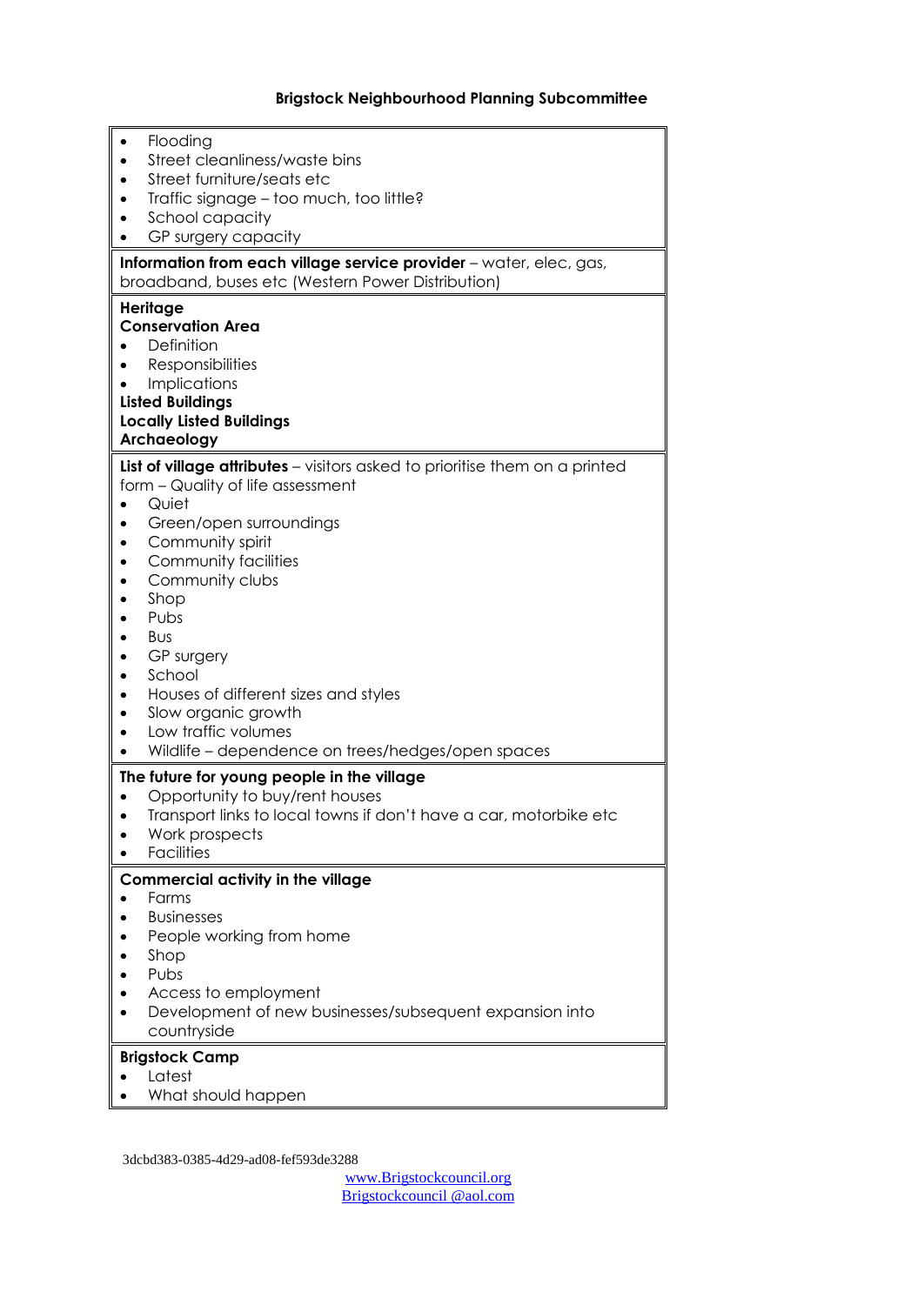**Brigstock Neighbourhood Planning Subcommittee**

- Flooding
- Street cleanliness/waste bins
- Street furniture/seats etc
- Traffic signage – too much, too little?
- School capacity
- GP surgery capacity

**Information from each village service provider** – water, elec, gas, broadband, buses etc (Western Power Distribution)

**Heritage**

**Conservation Area**

- Definition
- Responsibilities
- Implications

**Listed Buildings**

**Locally Listed Buildings**

**Archaeology**

**List of village attributes** – visitors asked to prioritise them on a printed form – Quality of life assessment

- Quiet
- Green/open surroundings
- Community spirit
- Community facilities
- Community clubs
- Shop
- Pubs
- Bus
- GP surgery
- School
- Houses of different sizes and styles
- Slow organic growth
- Low traffic volumes
- Wildlife – dependence on trees/hedges/open spaces

**The future for young people in the village**

- Opportunity to buy/rent houses
- Transport links to local towns if don't have a car, motorbike etc
- Work prospects
- Facilities

**Commercial activity in the village**

- Farms
- Businesses
- People working from home
- Shop
- Pubs
- Access to employment
- Development of new businesses/subsequent expansion into countryside

**Brigstock Camp**

- Latest
- What should happen

3dcbd383-0385-4d29-ad08-fef593de3288

www.Brigstockcouncil.org
Brigstockcouncil @aol.com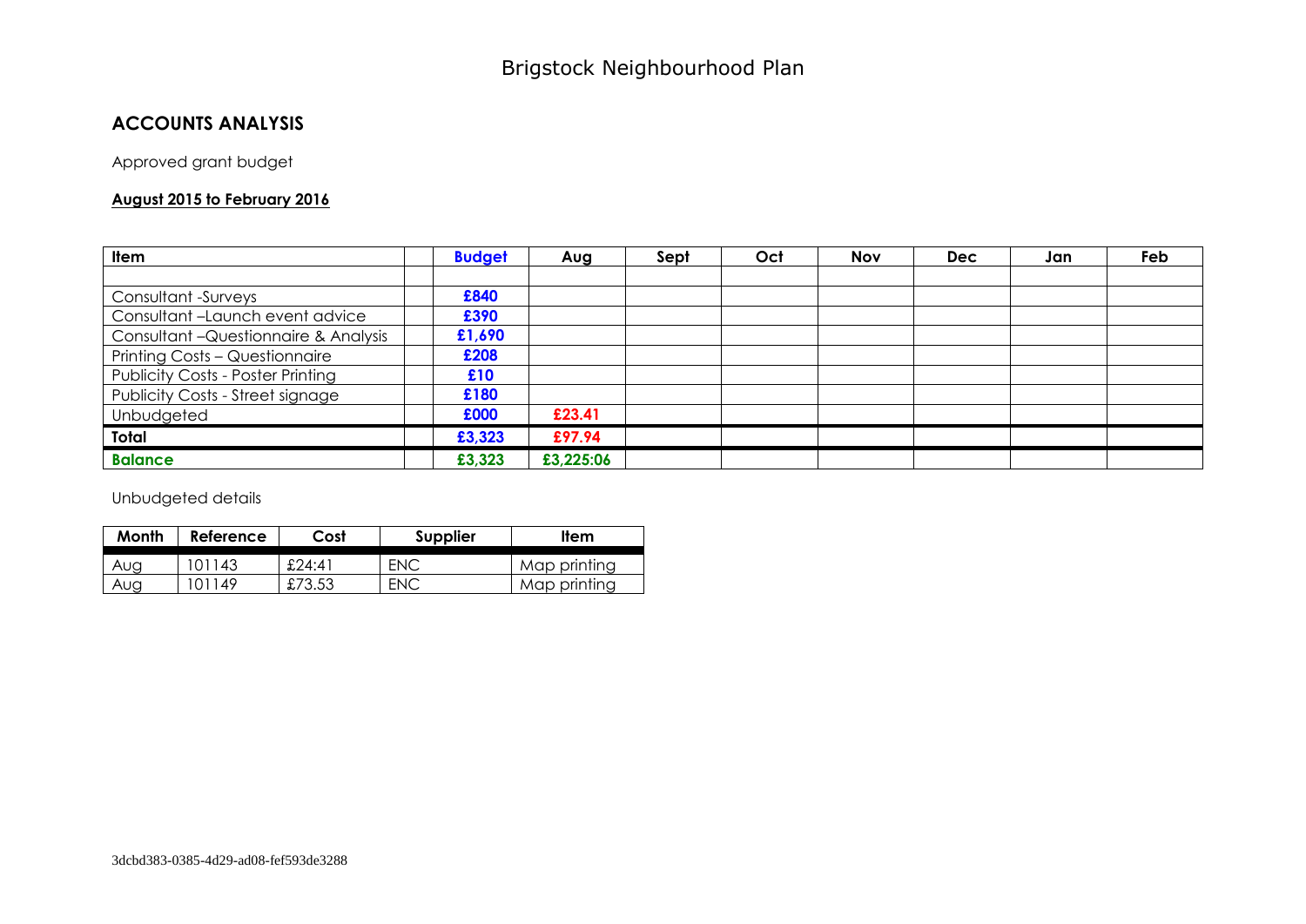# Brigstock Neighbourhood Plan

## ACCOUNTS ANALYSIS

Approved grant budget

**August 2015 to February 2016**

| Item | | Budget | Aug | Sept | Oct | Nov | Dec | Jan | Feb |
|---|---|---|---|---|---|---|---|---|---|
| | | | | | | | | | |
| Consultant -Surveys | | **£840** | | | | | | | |
| Consultant –Launch event advice | | **£390** | | | | | | | |
| Consultant –Questionnaire & Analysis | | **£1,690** | | | | | | | |
| Printing Costs – Questionnaire | | **£208** | | | | | | | |
| Publicity Costs - Poster Printing | | **£10** | | | | | | | |
| Publicity Costs - Street signage | | **£180** | | | | | | | |
| Unbudgeted | | **£000** | **£23.41** | | | | | | |
| **Total** | | **£3,323** | **£97.94** | | | | | | |
| **Balance** | | **£3,323** | **£3,225:06** | | | | | | |

Unbudgeted details

| Month | Reference | Cost | Supplier | Item |
|---|---|---|---|---|
| Aug | 101143 | £24:41 | ENC | Map printing |
| Aug | 101149 | £73.53 | ENC | Map printing |

3dcbd383-0385-4d29-ad08-fef593de3288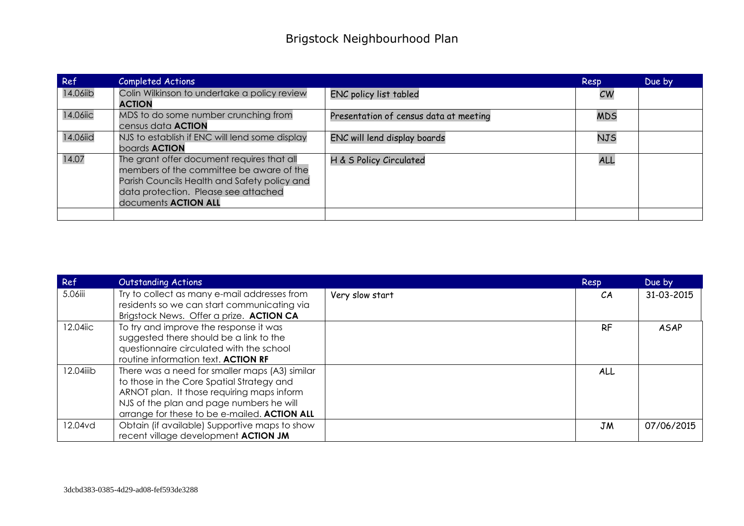# Brigstock Neighbourhood Plan

| Ref | Completed Actions | | Resp | Due by |
|---|---|---|---|---|
| 14.06iib | Colin Wilkinson to undertake a policy review **ACTION** | ENC policy list tabled | CW | |
| 14.06iic | MDS to do some number crunching from census data **ACTION** | Presentation of census data at meeting | MDS | |
| 14.06iid | NJS to establish if ENC will lend some display boards **ACTION** | ENC will lend display boards | NJS | |
| 14.07 | The grant offer document requires that all members of the committee be aware of the Parish Councils Health and Safety policy and data protection. Please see attached documents **ACTION ALL** | H & S Policy Circulated | ALL | |
| | | | | |

| Ref | Outstanding Actions | | Resp | Due by |
|---|---|---|---|---|
| 5.06iii | Try to collect as many e-mail addresses from residents so we can start communicating via Brigstock News. Offer a prize. **ACTION CA** | Very slow start | CA | 31-03-2015 |
| 12.04iic | To try and improve the response it was suggested there should be a link to the questionnaire circulated with the school routine information text. **ACTION RF** | | RF | ASAP |
| 12.04iiib | There was a need for smaller maps (A3) similar to those in the Core Spatial Strategy and ARNOT plan. It those requiring maps inform NJS of the plan and page numbers he will arrange for these to be e-mailed. **ACTION ALL** | | ALL | |
| 12.04vd | Obtain (if available) Supportive maps to show recent village development **ACTION JM** | | JM | 07/06/2015 |

3dcbd383-0385-4d29-ad08-fef593de3288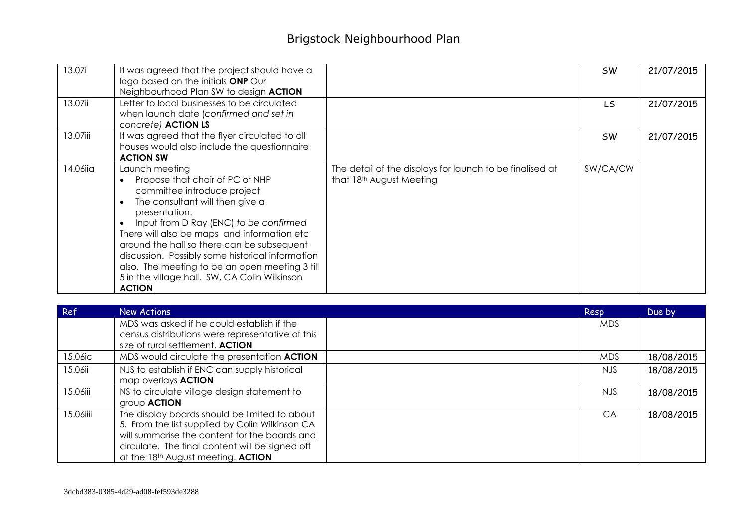| | | | | |
|---|---|---|---|---|
| 13.07i | It was agreed that the project should have a logo based on the initials **ONP** Our Neighbourhood Plan SW to design **ACTION** | | SW | 21/07/2015 |
| 13.07ii | Letter to local businesses to be circulated when launch date (*confirmed and set in concrete)* **ACTION LS** | | LS | 21/07/2015 |
| 13.07iii | It was agreed that the flyer circulated to all houses would also include the questionnaire **ACTION SW** | | SW | 21/07/2015 |
| 14.06iia | Launch meeting<br>• Propose that chair of PC or NHP committee introduce project<br>• The consultant will then give a presentation.<br>• Input from D Ray (ENC) *to be confirmed*<br>There will also be maps and information etc around the hall so there can be subsequent discussion. Possibly some historical information also. The meeting to be an open meeting 3 till 5 in the village hall. SW, CA Colin Wilkinson **ACTION** | The detail of the displays for launch to be finalised at that 18th August Meeting | SW/CA/CW | |

| Ref | New Actions | | Resp | Due by |
|---|---|---|---|---|
| | MDS was asked if he could establish if the census distributions were representative of this size of rural settlement. **ACTION** | | MDS | |
| 15.06ic | MDS would circulate the presentation **ACTION** | | MDS | 18/08/2015 |
| 15.06ii | NJS to establish if ENC can supply historical map overlays **ACTION** | | NJS | 18/08/2015 |
| 15.06iii | NS to circulate village design statement to group **ACTION** | | NJS | 18/08/2015 |
| 15.06iiii | The display boards should be limited to about 5. From the list supplied by Colin Wilkinson CA will summarise the content for the boards and circulate. The final content will be signed off at the 18th August meeting. **ACTION** | | CA | 18/08/2015 |

3dcbd383-0385-4d29-ad08-fef593de3288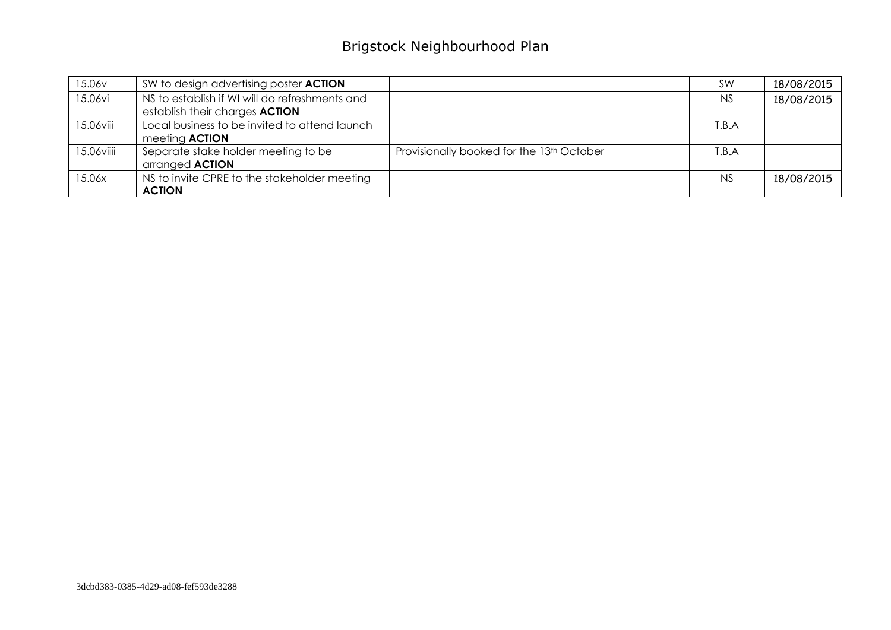| | | | | |
|---|---|---|---|---|
| 15.06v | SW to design advertising poster **ACTION** | | SW | 18/08/2015 |
| 15.06vi | NS to establish if WI will do refreshments and establish their charges **ACTION** | | NS | 18/08/2015 |
| 15.06viii | Local business to be invited to attend launch meeting **ACTION** | | T.B.A | |
| 15.06viiii | Separate stake holder meeting to be arranged **ACTION** | Provisionally booked for the 13th October | T.B.A | |
| 15.06x | NS to invite CPRE to the stakeholder meeting **ACTION** | | NS | 18/08/2015 |

3dcbd383-0385-4d29-ad08-fef593de3288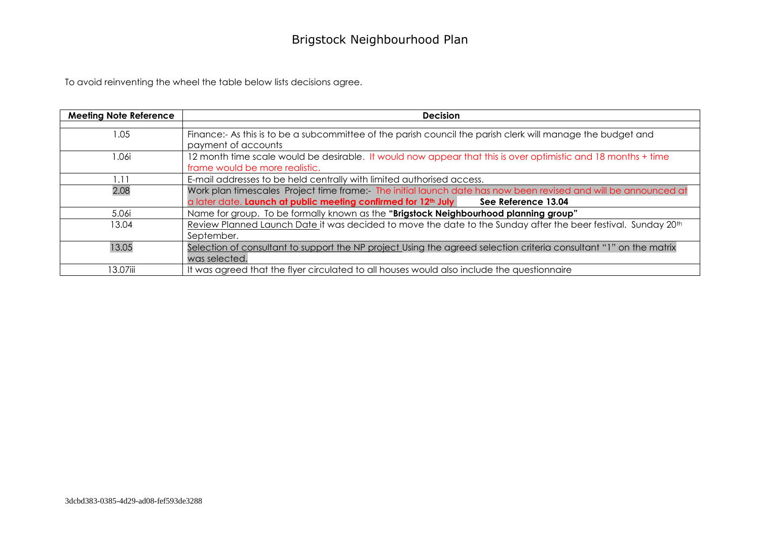# Brigstock Neighbourhood Plan

To avoid reinventing the wheel the table below lists decisions agree.

| Meeting Note Reference | Decision |
|---|---|
| | |
| 1.05 | Finance:- As this is to be a subcommittee of the parish council the parish clerk will manage the budget and payment of accounts |
| 1.06i | 12 month time scale would be desirable. It would now appear that this is over optimistic and 18 months + time frame would be more realistic. |
| 1.11 | E-mail addresses to be held centrally with limited authorised access. |
| 2.08 | Work plan timescales Project time frame:- The initial launch date has now been revised and will be announced at a later date. **Launch at public meeting confirmed for 12th July** **See Reference 13.04** |
| 5.06i | Name for group. To be formally known as the **"Brigstock Neighbourhood planning group"** |
| 13.04 | Review Planned Launch Date it was decided to move the date to the Sunday after the beer festival. Sunday 20th September. |
| 13.05 | Selection of consultant to support the NP project Using the agreed selection criteria consultant "1" on the matrix was selected. |
| 13.07iii | It was agreed that the flyer circulated to all houses would also include the questionnaire |

3dcbd383-0385-4d29-ad08-fef593de3288